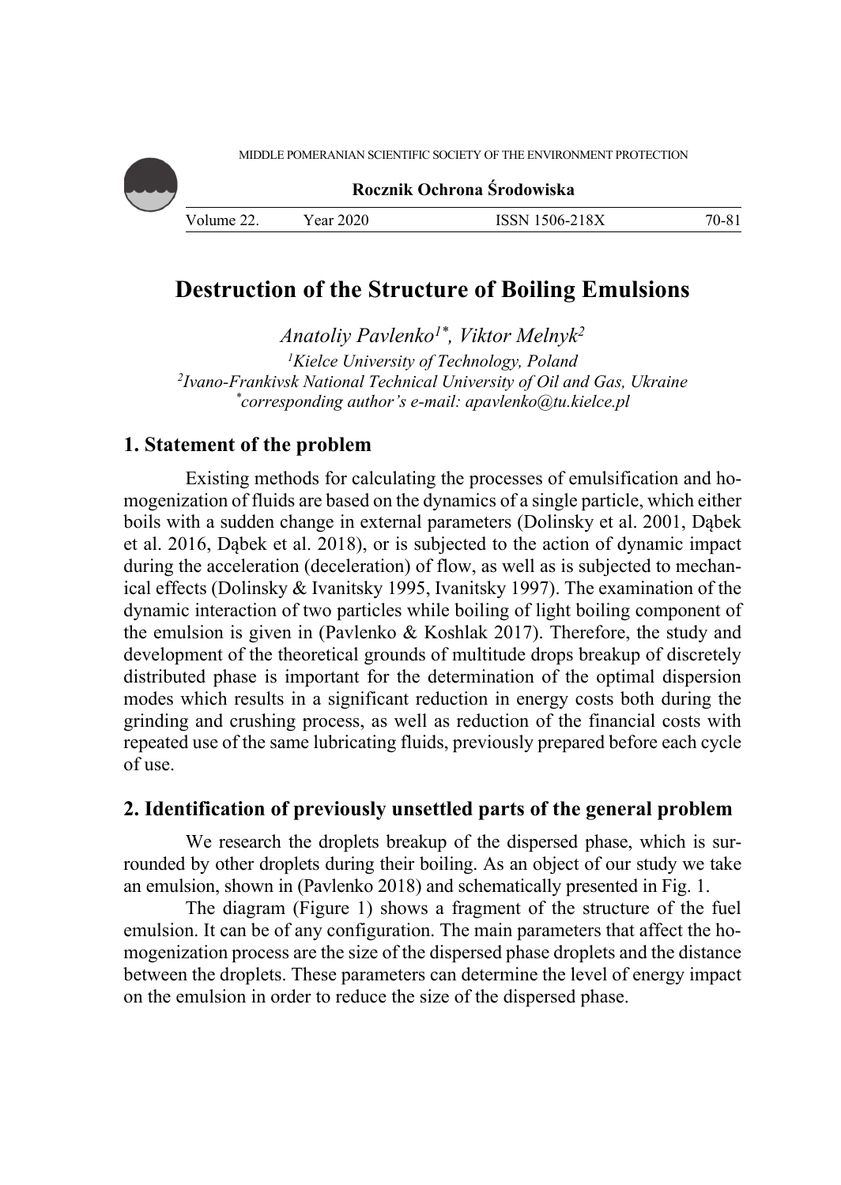# Destruction of the Structure of Boiling Emulsions

*Anatoliy Pavlenko[1*], Viktor Melnyk[2]*

[1]*Kielce University of Technology, Poland*
[2]*Ivano-Frankivsk National Technical University of Oil and Gas, Ukraine*
[*]*corresponding author's e-mail: apavlenko@tu.kielce.pl*

## 1. Statement of the problem

Existing methods for calculating the processes of emulsification and homogenization of fluids are based on the dynamics of a single particle, which either boils with a sudden change in external parameters (Dolinsky et al. 2001, Dąbek et al. 2016, Dąbek et al. 2018), or is subjected to the action of dynamic impact during the acceleration (deceleration) of flow, as well as is subjected to mechanical effects (Dolinsky & Ivanitsky 1995, Ivanitsky 1997). The examination of the dynamic interaction of two particles while boiling of light boiling component of the emulsion is given in (Pavlenko & Koshlak 2017). Therefore, the study and development of the theoretical grounds of multitude drops breakup of discretely distributed phase is important for the determination of the optimal dispersion modes which results in a significant reduction in energy costs both during the grinding and crushing process, as well as reduction of the financial costs with repeated use of the same lubricating fluids, previously prepared before each cycle of use.

## 2. Identification of previously unsettled parts of the general problem

We research the droplets breakup of the dispersed phase, which is surrounded by other droplets during their boiling. As an object of our study we take an emulsion, shown in (Pavlenko 2018) and schematically presented in Fig. 1.

The diagram (Figure 1) shows a fragment of the structure of the fuel emulsion. It can be of any configuration. The main parameters that affect the homogenization process are the size of the dispersed phase droplets and the distance between the droplets. These parameters can determine the level of energy impact on the emulsion in order to reduce the size of the dispersed phase.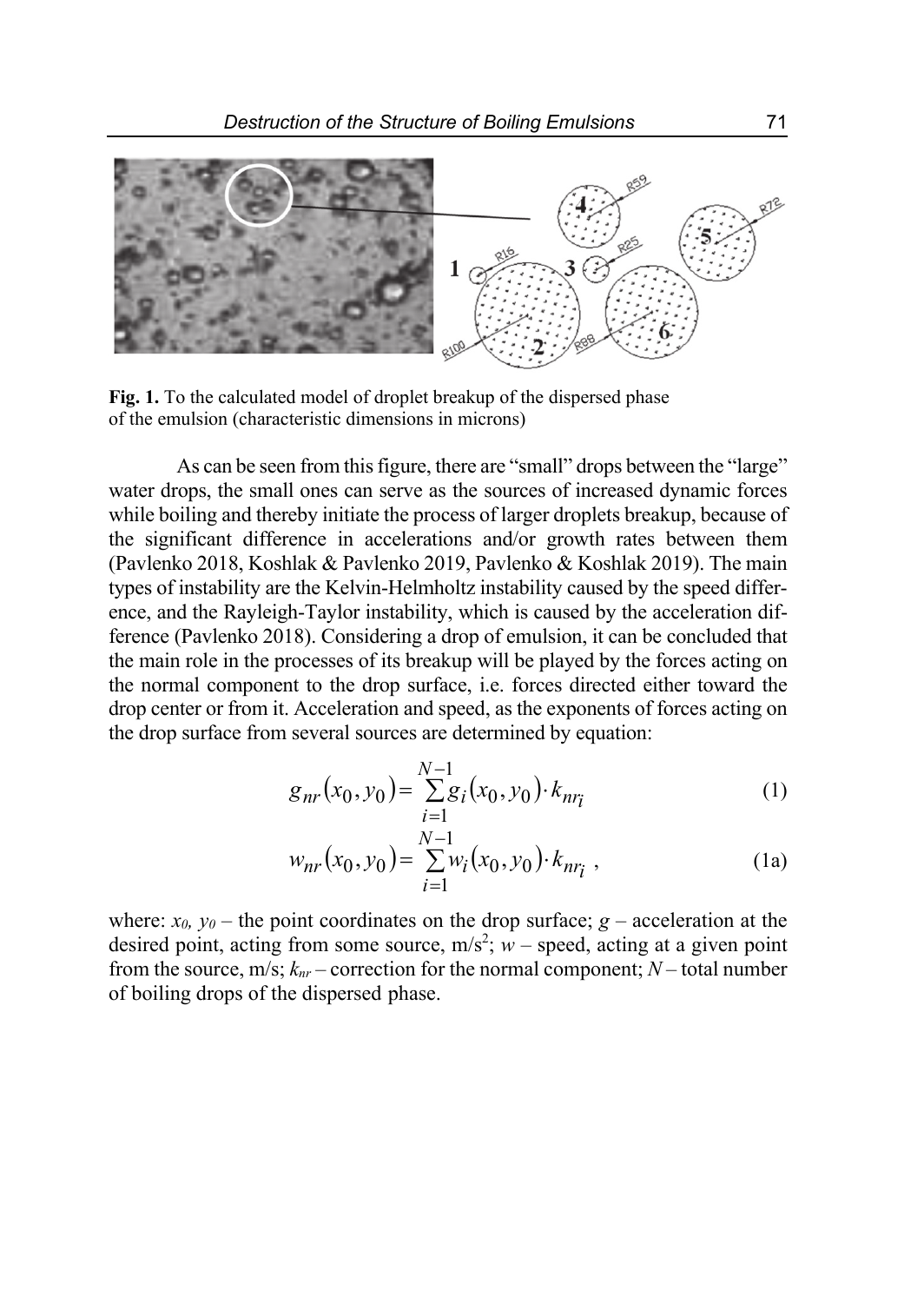**Fig. 1.** To the calculated model of droplet breakup of the dispersed phase of the emulsion (characteristic dimensions in microns)

As can be seen from this figure, there are "small" drops between the "large" water drops, the small ones can serve as the sources of increased dynamic forces while boiling and thereby initiate the process of larger droplets breakup, because of the significant difference in accelerations and/or growth rates between them (Pavlenko 2018, Koshlak & Pavlenko 2019, Pavlenko & Koshlak 2019). The main types of instability are the Kelvin-Helmholtz instability caused by the speed difference, and the Rayleigh-Taylor instability, which is caused by the acceleration difference (Pavlenko 2018). Considering a drop of emulsion, it can be concluded that the main role in the processes of its breakup will be played by the forces acting on the normal component to the drop surface, i.e. forces directed either toward the drop center or from it. Acceleration and speed, as the exponents of forces acting on the drop surface from several sources are determined by equation:

$$g_{nr}(x_0, y_0) = \sum_{i=1}^{N-1} g_i(x_0, y_0) \cdot k_{nr_i} \tag{1}$$

$$w_{nr}(x_0, y_0) = \sum_{i=1}^{N-1} w_i(x_0, y_0) \cdot k_{nr_i} \ , \tag{1a}$$

where: $x_0$, $y_0$ – the point coordinates on the drop surface; $g$ – acceleration at the desired point, acting from some source, m/s$^2$; $w$ – speed, acting at a given point from the source, m/s; $k_{nr}$ – correction for the normal component; $N$ – total number of boiling drops of the dispersed phase.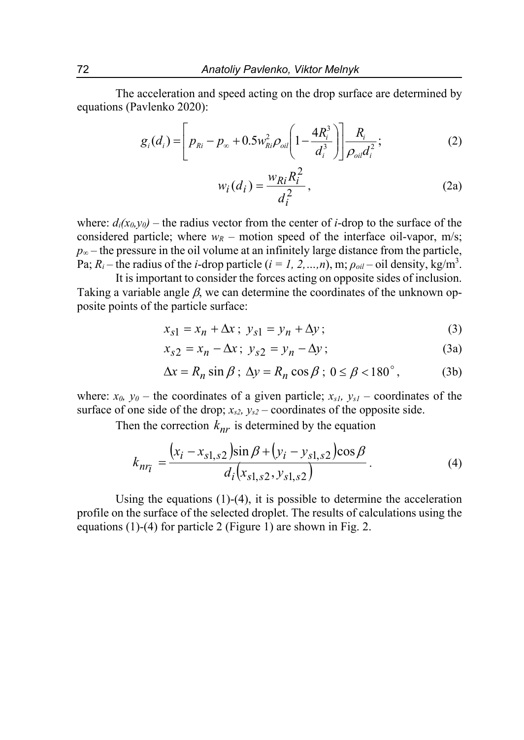The acceleration and speed acting on the drop surface are determined by equations (Pavlenko 2020):

$$g_i(d_i) = \left[ p_{Ri} - p_\infty + 0.5 w_{Ri}^2 \rho_{oil} \left( 1 - \frac{4R_i^3}{d_i^3} \right) \right] \frac{R_i}{\rho_{oil} d_i^2}; \tag{2}$$

$$w_i(d_i) = \frac{w_{Ri} R_i^2}{d_i^2}, \tag{2a}$$

where: $d_i(x_0, y_0)$ – the radius vector from the center of *i*-drop to the surface of the considered particle; where $w_R$ – motion speed of the interface oil-vapor, m/s; $p_\infty$ – the pressure in the oil volume at an infinitely large distance from the particle, Pa; $R_i$ – the radius of the *i*-drop particle ($i = 1, 2, \ldots, n$), m; $\rho_{oil}$ – oil density, kg/m$^3$.

It is important to consider the forces acting on opposite sides of inclusion. Taking a variable angle $\beta$, we can determine the coordinates of the unknown opposite points of the particle surface:

$$x_{s1} = x_n + \Delta x; \; y_{s1} = y_n + \Delta y; \tag{3}$$

$$x_{s2} = x_n - \Delta x; \; y_{s2} = y_n - \Delta y; \tag{3a}$$

$$\Delta x = R_n \sin \beta; \; \Delta y = R_n \cos \beta; \; 0 \le \beta < 180^\circ, \tag{3b}$$

where: $x_0$, $y_0$ – the coordinates of a given particle; $x_{s1}$, $y_{s1}$ – coordinates of the surface of one side of the drop; $x_{s2}$, $y_{s2}$ – coordinates of the opposite side.

Then the correction $k_{nr}$ is determined by the equation

$$k_{nr_i} = \frac{(x_i - x_{s1,s2}) \sin \beta + (y_i - y_{s1,s2}) \cos \beta}{d_i (x_{s1,s2}, y_{s1,s2})}. \tag{4}$$

Using the equations (1)-(4), it is possible to determine the acceleration profile on the surface of the selected droplet. The results of calculations using the equations (1)-(4) for particle 2 (Figure 1) are shown in Fig. 2.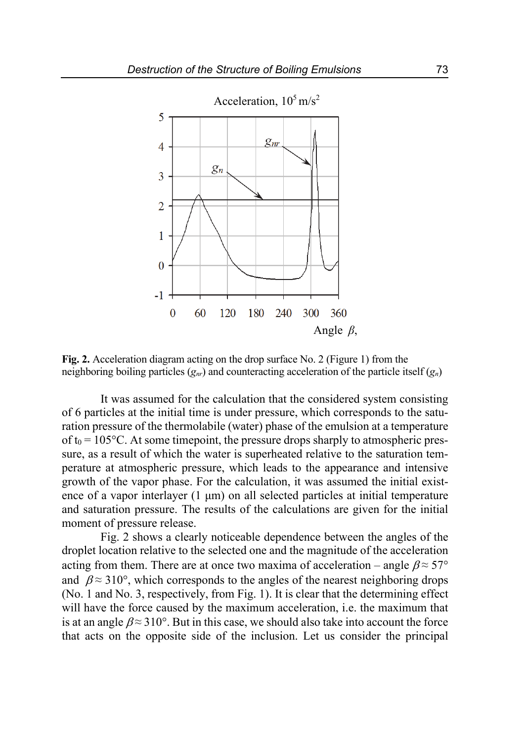**Fig. 2.** Acceleration diagram acting on the drop surface No. 2 (Figure 1) from the neighboring boiling particles ($g_{nr}$) and counteracting acceleration of the particle itself ($g_n$)

It was assumed for the calculation that the considered system consisting of 6 particles at the initial time is under pressure, which corresponds to the saturation pressure of the thermolabile (water) phase of the emulsion at a temperature of $t_0 = 105°C$. At some timepoint, the pressure drops sharply to atmospheric pressure, as a result of which the water is superheated relative to the saturation temperature at atmospheric pressure, which leads to the appearance and intensive growth of the vapor phase. For the calculation, it was assumed the initial existence of a vapor interlayer (1 μm) on all selected particles at initial temperature and saturation pressure. The results of the calculations are given for the initial moment of pressure release.

Fig. 2 shows a clearly noticeable dependence between the angles of the droplet location relative to the selected one and the magnitude of the acceleration acting from them. There are at once two maxima of acceleration – angle $\beta \approx 57°$ and $\beta \approx 310°$, which corresponds to the angles of the nearest neighboring drops (No. 1 and No. 3, respectively, from Fig. 1). It is clear that the determining effect will have the force caused by the maximum acceleration, i.e. the maximum that is at an angle $\beta \approx 310°$. But in this case, we should also take into account the force that acts on the opposite side of the inclusion. Let us consider the principal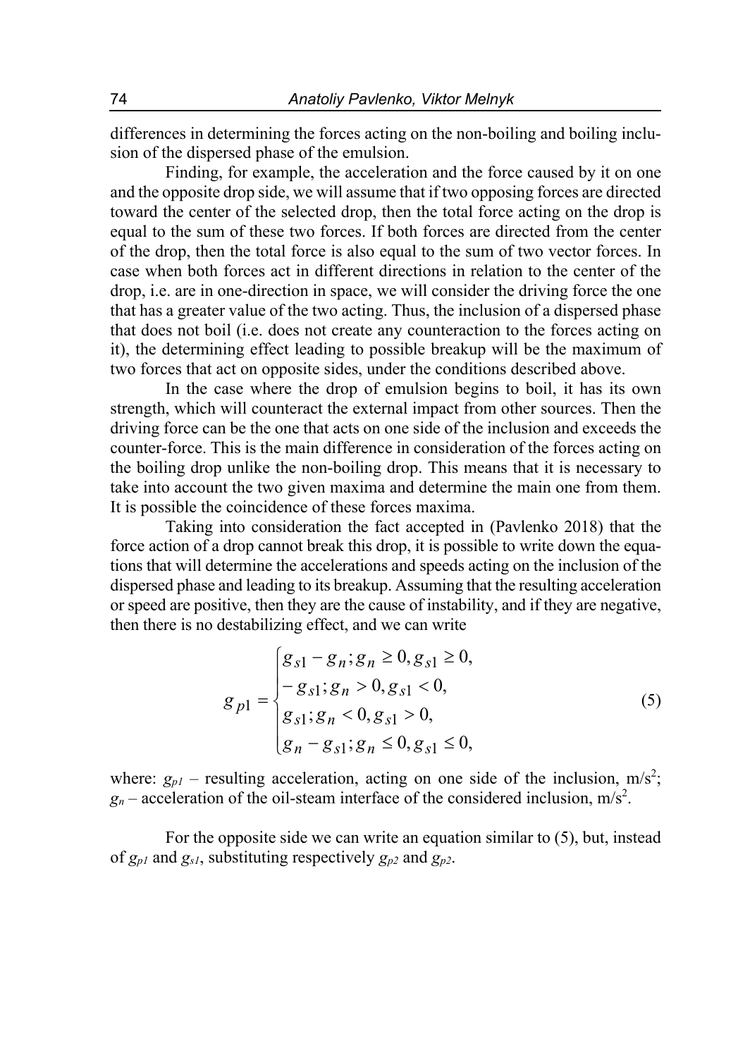differences in determining the forces acting on the non-boiling and boiling inclusion of the dispersed phase of the emulsion.

Finding, for example, the acceleration and the force caused by it on one and the opposite drop side, we will assume that if two opposing forces are directed toward the center of the selected drop, then the total force acting on the drop is equal to the sum of these two forces. If both forces are directed from the center of the drop, then the total force is also equal to the sum of two vector forces. In case when both forces act in different directions in relation to the center of the drop, i.e. are in one-direction in space, we will consider the driving force the one that has a greater value of the two acting. Thus, the inclusion of a dispersed phase that does not boil (i.e. does not create any counteraction to the forces acting on it), the determining effect leading to possible breakup will be the maximum of two forces that act on opposite sides, under the conditions described above.

In the case where the drop of emulsion begins to boil, it has its own strength, which will counteract the external impact from other sources. Then the driving force can be the one that acts on one side of the inclusion and exceeds the counter-force. This is the main difference in consideration of the forces acting on the boiling drop unlike the non-boiling drop. This means that it is necessary to take into account the two given maxima and determine the main one from them. It is possible the coincidence of these forces maxima.

Taking into consideration the fact accepted in (Pavlenko 2018) that the force action of a drop cannot break this drop, it is possible to write down the equations that will determine the accelerations and speeds acting on the inclusion of the dispersed phase and leading to its breakup. Assuming that the resulting acceleration or speed are positive, then they are the cause of instability, and if they are negative, then there is no destabilizing effect, and we can write

$$
g_{p1} = \begin{cases} g_{s1} - g_n; g_n \geq 0, g_{s1} \geq 0, \\ -g_{s1}; g_n > 0, g_{s1} < 0, \\ g_{s1}; g_n < 0, g_{s1} > 0, \\ g_n - g_{s1}; g_n \leq 0, g_{s1} \leq 0, \end{cases} \tag{5}
$$

where: $g_{p1}$ – resulting acceleration, acting on one side of the inclusion, m/s$^2$; $g_n$ – acceleration of the oil-steam interface of the considered inclusion, m/s$^2$.

For the opposite side we can write an equation similar to (5), but, instead of $g_{p1}$ and $g_{s1}$, substituting respectively $g_{p2}$ and $g_{p2}$.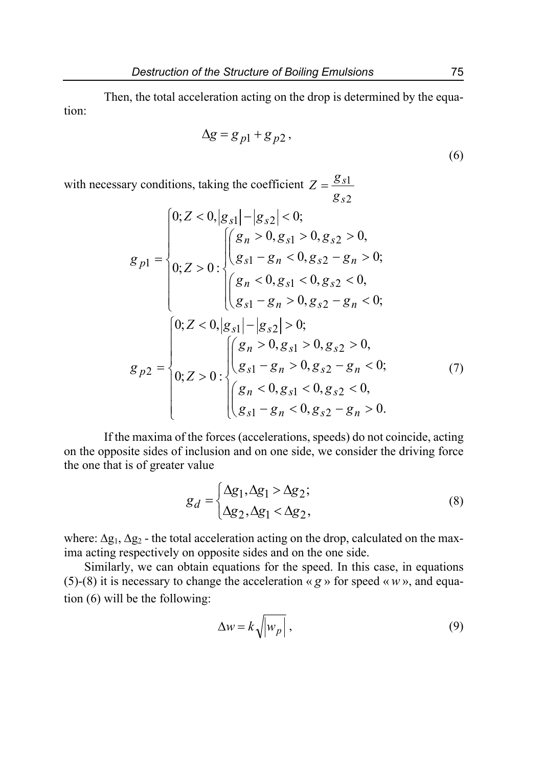Then, the total acceleration acting on the drop is determined by the equation:

$$\Delta g = g_{p1} + g_{p2}, \tag{6}$$

with necessary conditions, taking the coefficient $Z = \dfrac{g_{s1}}{g_{s2}}$

$$g_{p1} = \begin{cases} 0; Z < 0, |g_{s1}| - |g_{s2}| < 0; \\ 0; Z > 0: \begin{cases} \begin{cases} g_n > 0, g_{s1} > 0, g_{s2} > 0, \\ g_{s1} - g_n < 0, g_{s2} - g_n > 0; \end{cases} \\ \begin{cases} g_n < 0, g_{s1} < 0, g_{s2} < 0, \\ g_{s1} - g_n > 0, g_{s2} - g_n < 0; \end{cases} \end{cases} \end{cases}$$

$$g_{p2} = \begin{cases} 0; Z < 0, |g_{s1}| - |g_{s2}| > 0; \\ 0; Z > 0: \begin{cases} \begin{cases} g_n > 0, g_{s1} > 0, g_{s2} > 0, \\ g_{s1} - g_n > 0, g_{s2} - g_n < 0; \end{cases} \\ \begin{cases} g_n < 0, g_{s1} < 0, g_{s2} < 0, \\ g_{s1} - g_n < 0, g_{s2} - g_n > 0. \end{cases} \end{cases} \end{cases} \tag{7}$$

If the maxima of the forces (accelerations, speeds) do not coincide, acting on the opposite sides of inclusion and on one side, we consider the driving force the one that is of greater value

$$g_d = \begin{cases} \Delta g_1, \Delta g_1 > \Delta g_2; \\ \Delta g_2, \Delta g_1 < \Delta g_2, \end{cases} \tag{8}$$

where: $\Delta g_1$, $\Delta g_2$ - the total acceleration acting on the drop, calculated on the maxima acting respectively on opposite sides and on the one side.

Similarly, we can obtain equations for the speed. In this case, in equations (5)-(8) it is necessary to change the acceleration « $g$ » for speed « $w$ », and equation (6) will be the following:

$$\Delta w = k\sqrt{|w_p|}, \tag{9}$$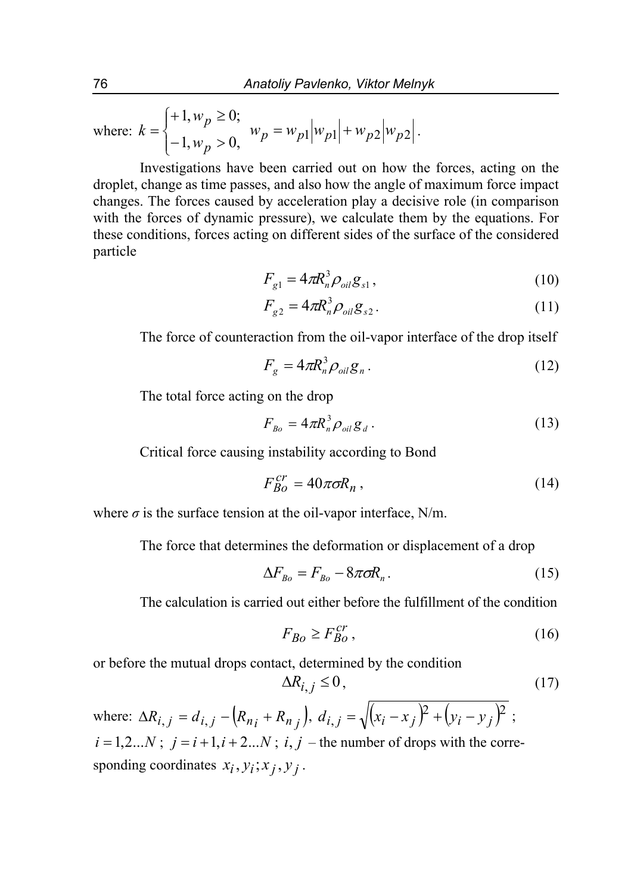where: $k = \begin{cases} +1, w_p \geq 0; \\ -1, w_p > 0, \end{cases}$ $w_p = w_{p1}\left|w_{p1}\right| + w_{p2}\left|w_{p2}\right|$.

Investigations have been carried out on how the forces, acting on the droplet, change as time passes, and also how the angle of maximum force impact changes. The forces caused by acceleration play a decisive role (in comparison with the forces of dynamic pressure), we calculate them by the equations. For these conditions, forces acting on different sides of the surface of the considered particle

$$F_{g1} = 4\pi R_n^3 \rho_{oil} g_{s1}, \tag{10}$$

$$F_{g2} = 4\pi R_n^3 \rho_{oil} g_{s2}. \tag{11}$$

The force of counteraction from the oil-vapor interface of the drop itself

$$F_g = 4\pi R_n^3 \rho_{oil} g_n. \tag{12}$$

The total force acting on the drop

$$F_{Bo} = 4\pi R_n^3 \rho_{oil} g_d. \tag{13}$$

Critical force causing instability according to Bond

$$F_{Bo}^{cr} = 40\pi\sigma R_n, \tag{14}$$

where $\sigma$ is the surface tension at the oil-vapor interface, N/m.

The force that determines the deformation or displacement of a drop

$$\Delta F_{Bo} = F_{Bo} - 8\pi\sigma R_n. \tag{15}$$

The calculation is carried out either before the fulfillment of the condition

$$F_{Bo} \geq F_{Bo}^{cr}, \tag{16}$$

or before the mutual drops contact, determined by the condition

$$\Delta R_{i,j} \leq 0, \tag{17}$$

where: $\Delta R_{i,j} = d_{i,j} - \left(R_{n\,i} + R_{n\,j}\right)$, $d_{i,j} = \sqrt{\left(x_i - x_j\right)^2 + \left(y_i - y_j\right)^2}$; $i = 1,2...N$; $j = i+1, i+2...N$; $i, j$ – the number of drops with the corresponding coordinates $x_i, y_i; x_j, y_j$.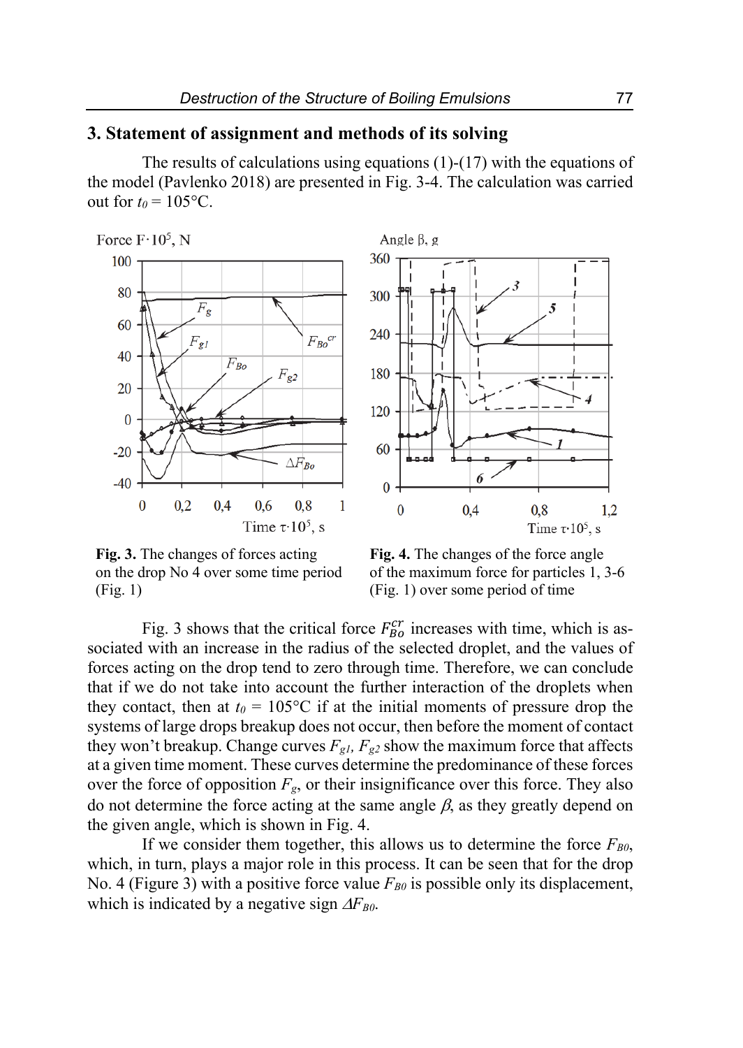## 3. Statement of assignment and methods of its solving

The results of calculations using equations (1)-(17) with the equations of the model (Pavlenko 2018) are presented in Fig. 3-4. The calculation was carried out for $t_0$ = 105°C.

**Fig. 3.** The changes of forces acting on the drop No 4 over some time period (Fig. 1)

**Fig. 4.** The changes of the force angle of the maximum force for particles 1, 3-6 (Fig. 1) over some period of time

Fig. 3 shows that the critical force $F_{Bo}^{cr}$ increases with time, which is associated with an increase in the radius of the selected droplet, and the values of forces acting on the drop tend to zero through time. Therefore, we can conclude that if we do not take into account the further interaction of the droplets when they contact, then at $t_0$ = 105°C if at the initial moments of pressure drop the systems of large drops breakup does not occur, then before the moment of contact they won't breakup. Change curves $F_{g1}$, $F_{g2}$ show the maximum force that affects at a given time moment. These curves determine the predominance of these forces over the force of opposition $F_g$, or their insignificance over this force. They also do not determine the force acting at the same angle $\beta$, as they greatly depend on the given angle, which is shown in Fig. 4.

If we consider them together, this allows us to determine the force $F_{B0}$, which, in turn, plays a major role in this process. It can be seen that for the drop No. 4 (Figure 3) with a positive force value $F_{B0}$ is possible only its displacement, which is indicated by a negative sign $\Delta F_{B0}$.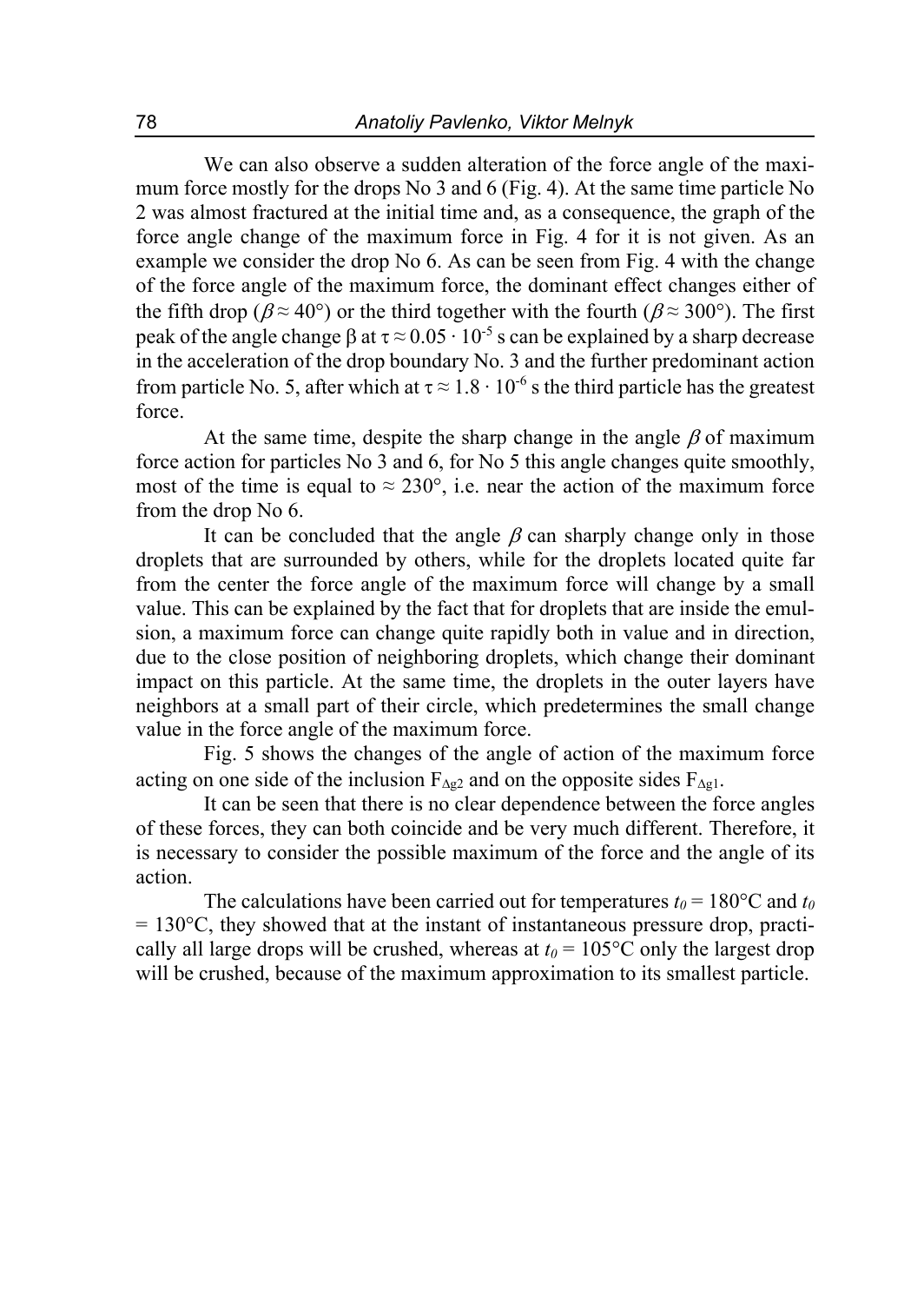We can also observe a sudden alteration of the force angle of the maximum force mostly for the drops No 3 and 6 (Fig. 4). At the same time particle No 2 was almost fractured at the initial time and, as a consequence, the graph of the force angle change of the maximum force in Fig. 4 for it is not given. As an example we consider the drop No 6. As can be seen from Fig. 4 with the change of the force angle of the maximum force, the dominant effect changes either of the fifth drop ($\beta \approx 40°$) or the third together with the fourth ($\beta \approx 300°$). The first peak of the angle change β at $\tau \approx 0.05 \cdot 10^{-5}$ s can be explained by a sharp decrease in the acceleration of the drop boundary No. 3 and the further predominant action from particle No. 5, after which at $\tau \approx 1.8 \cdot 10^{-6}$ s the third particle has the greatest force.

At the same time, despite the sharp change in the angle $\beta$ of maximum force action for particles No 3 and 6, for No 5 this angle changes quite smoothly, most of the time is equal to $\approx 230°$, i.e. near the action of the maximum force from the drop No 6.

It can be concluded that the angle $\beta$ can sharply change only in those droplets that are surrounded by others, while for the droplets located quite far from the center the force angle of the maximum force will change by a small value. This can be explained by the fact that for droplets that are inside the emulsion, a maximum force can change quite rapidly both in value and in direction, due to the close position of neighboring droplets, which change their dominant impact on this particle. At the same time, the droplets in the outer layers have neighbors at a small part of their circle, which predetermines the small change value in the force angle of the maximum force.

Fig. 5 shows the changes of the angle of action of the maximum force acting on one side of the inclusion $F_{\Delta g2}$ and on the opposite sides $F_{\Delta g1}$.

It can be seen that there is no clear dependence between the force angles of these forces, they can both coincide and be very much different. Therefore, it is necessary to consider the possible maximum of the force and the angle of its action.

The calculations have been carried out for temperatures $t_0 = 180°C$ and $t_0 = 130°C$, they showed that at the instant of instantaneous pressure drop, practically all large drops will be crushed, whereas at $t_0 = 105°C$ only the largest drop will be crushed, because of the maximum approximation to its smallest particle.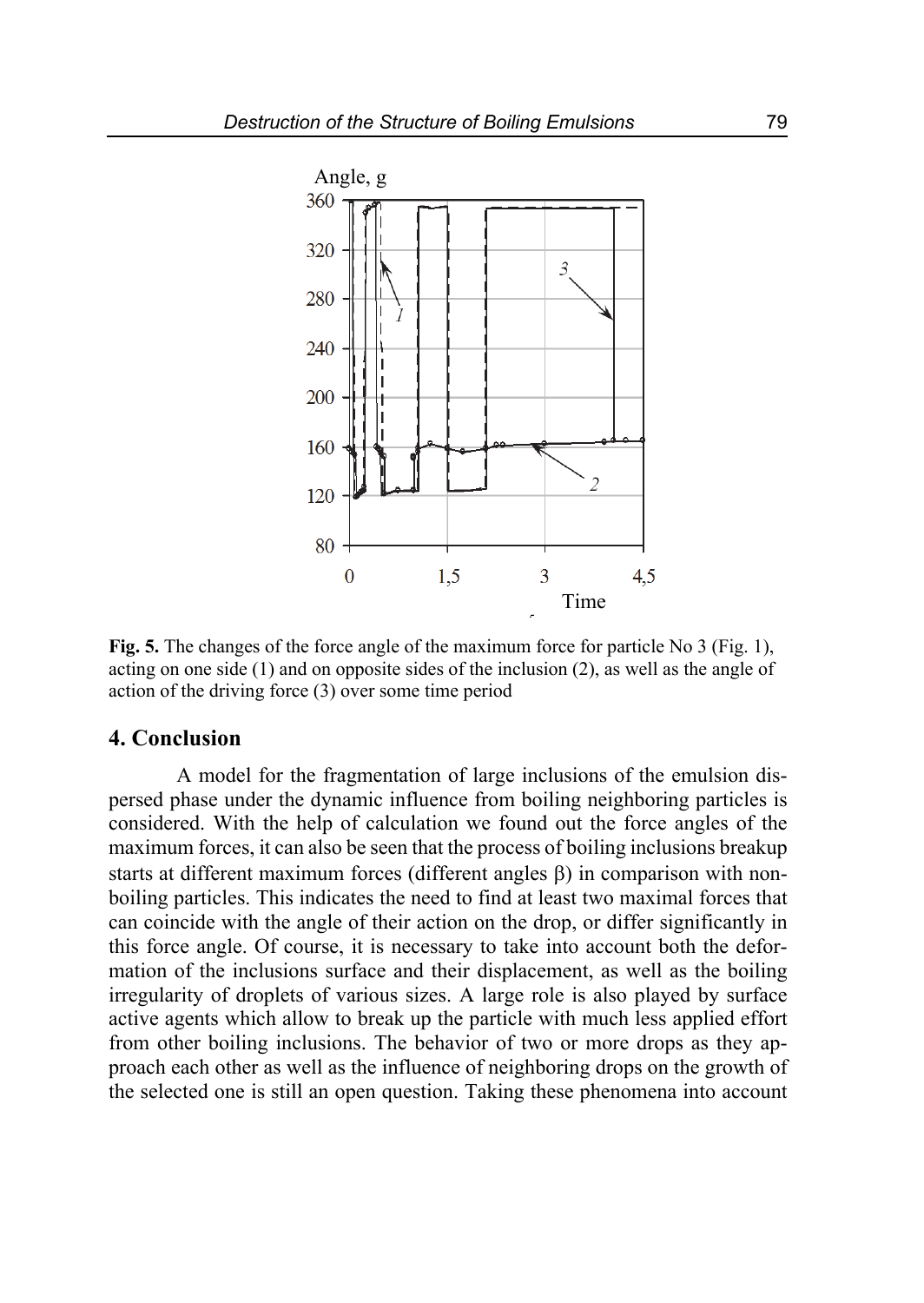**Fig. 5.** The changes of the force angle of the maximum force for particle No 3 (Fig. 1), acting on one side (1) and on opposite sides of the inclusion (2), as well as the angle of action of the driving force (3) over some time period

## 4. Conclusion

A model for the fragmentation of large inclusions of the emulsion dispersed phase under the dynamic influence from boiling neighboring particles is considered. With the help of calculation we found out the force angles of the maximum forces, it can also be seen that the process of boiling inclusions breakup starts at different maximum forces (different angles $\beta$) in comparison with non-boiling particles. This indicates the need to find at least two maximal forces that can coincide with the angle of their action on the drop, or differ significantly in this force angle. Of course, it is necessary to take into account both the deformation of the inclusions surface and their displacement, as well as the boiling irregularity of droplets of various sizes. A large role is also played by surface active agents which allow to break up the particle with much less applied effort from other boiling inclusions. The behavior of two or more drops as they approach each other as well as the influence of neighboring drops on the growth of the selected one is still an open question. Taking these phenomena into account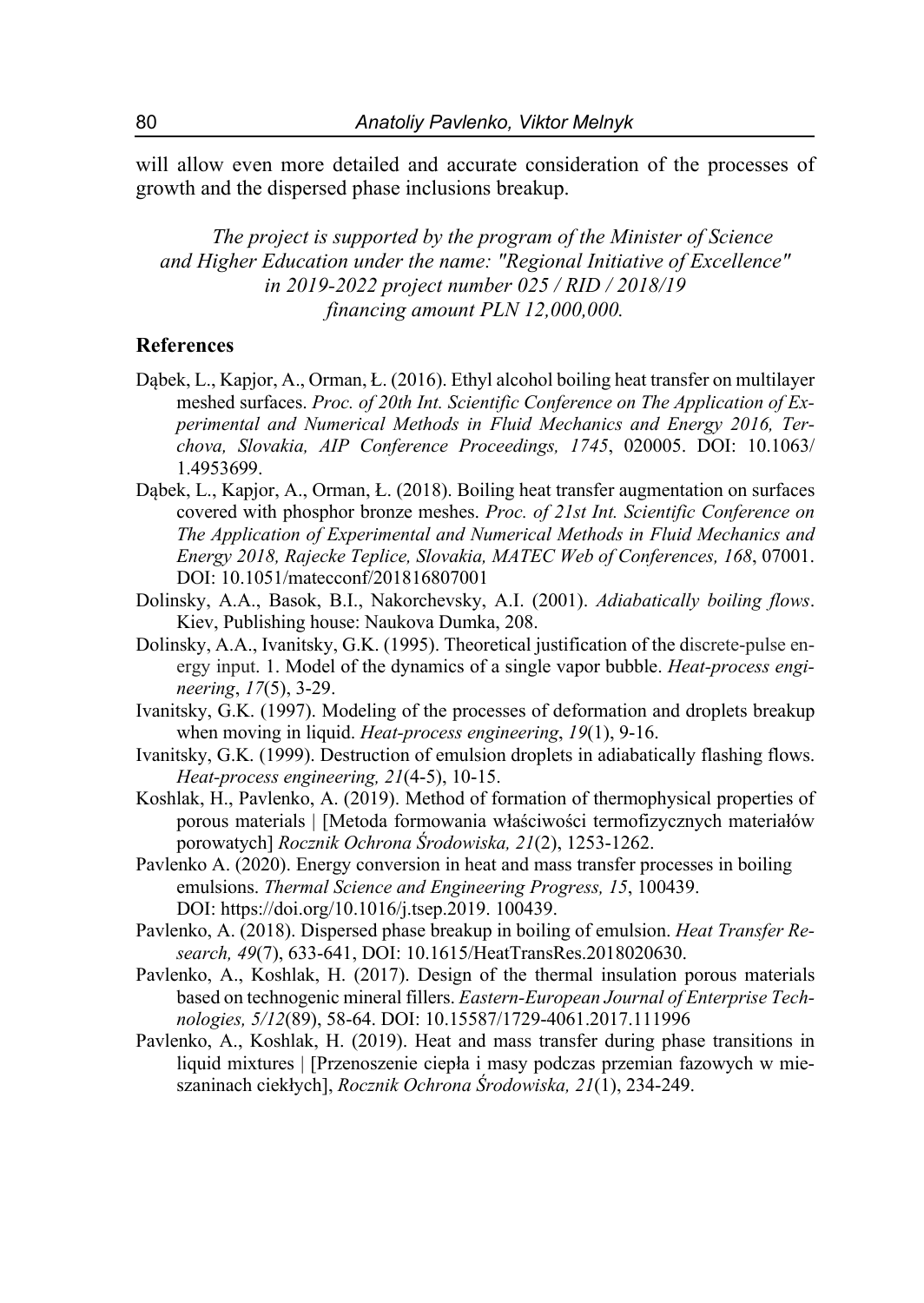will allow even more detailed and accurate consideration of the processes of growth and the dispersed phase inclusions breakup.

*The project is supported by the program of the Minister of Science and Higher Education under the name: "Regional Initiative of Excellence" in 2019-2022 project number 025 / RID / 2018/19 financing amount PLN 12,000,000.*

## References

Dąbek, L., Kapjor, A., Orman, Ł. (2016). Ethyl alcohol boiling heat transfer on multilayer meshed surfaces. *Proc. of 20th Int. Scientific Conference on The Application of Experimental and Numerical Methods in Fluid Mechanics and Energy 2016, Terchova, Slovakia, AIP Conference Proceedings, 1745*, 020005. DOI: 10.1063/1.4953699.

Dąbek, L., Kapjor, A., Orman, Ł. (2018). Boiling heat transfer augmentation on surfaces covered with phosphor bronze meshes. *Proc. of 21st Int. Scientific Conference on The Application of Experimental and Numerical Methods in Fluid Mechanics and Energy 2018, Rajecke Teplice, Slovakia, MATEC Web of Conferences, 168*, 07001. DOI: 10.1051/matecconf/201816807001

Dolinsky, A.A., Basok, B.I., Nakorchevsky, A.I. (2001). *Adiabatically boiling flows*. Kiev, Publishing house: Naukova Dumka, 208.

Dolinsky, A.A., Ivanitsky, G.K. (1995). Theoretical justification of the discrete-pulse energy input. 1. Model of the dynamics of a single vapor bubble. *Heat-process engineering*, *17*(5), 3-29.

Ivanitsky, G.K. (1997). Modeling of the processes of deformation and droplets breakup when moving in liquid. *Heat-process engineering*, *19*(1), 9-16.

Ivanitsky, G.K. (1999). Destruction of emulsion droplets in adiabatically flashing flows. *Heat-process engineering, 21*(4-5), 10-15.

Koshlak, H., Pavlenko, A. (2019). Method of formation of thermophysical properties of porous materials | [Metoda formowania właściwości termofizycznych materiałów porowatych] *Rocznik Ochrona Środowiska, 21*(2), 1253-1262.

Pavlenko A. (2020). Energy conversion in heat and mass transfer processes in boiling emulsions. *Thermal Science and Engineering Progress, 15*, 100439. DOI: https://doi.org/10.1016/j.tsep.2019. 100439.

Pavlenko, A. (2018). Dispersed phase breakup in boiling of emulsion. *Heat Transfer Research, 49*(7), 633-641, DOI: 10.1615/HeatTransRes.2018020630.

Pavlenko, A., Koshlak, H. (2017). Design of the thermal insulation porous materials based on technogenic mineral fillers. *Eastern-European Journal of Enterprise Technologies, 5/12*(89), 58-64. DOI: 10.15587/1729-4061.2017.111996

Pavlenko, A., Koshlak, H. (2019). Heat and mass transfer during phase transitions in liquid mixtures | [Przenoszenie ciepła i masy podczas przemian fazowych w mieszaninach ciekłych], *Rocznik Ochrona Środowiska, 21*(1), 234-249.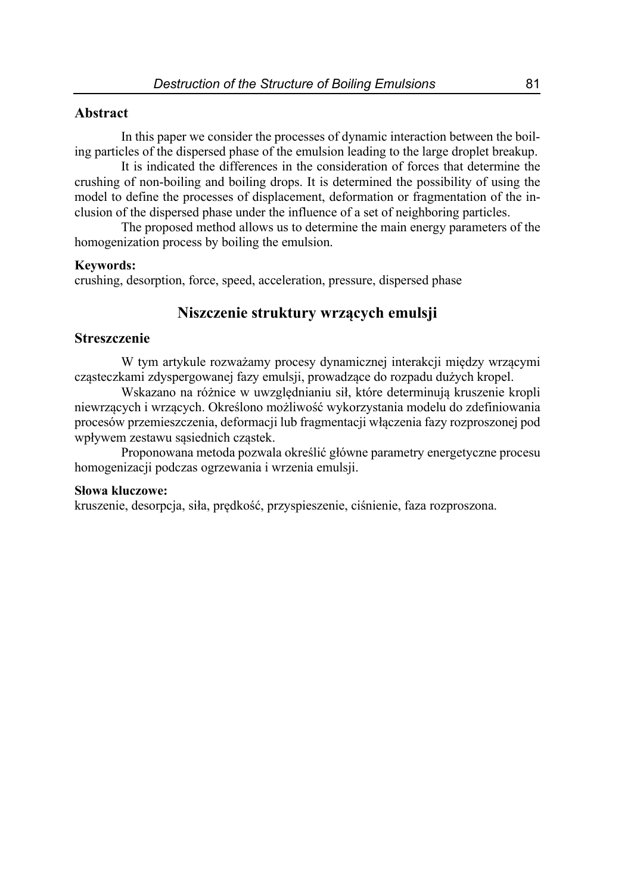## Abstract

In this paper we consider the processes of dynamic interaction between the boiling particles of the dispersed phase of the emulsion leading to the large droplet breakup.

It is indicated the differences in the consideration of forces that determine the crushing of non-boiling and boiling drops. It is determined the possibility of using the model to define the processes of displacement, deformation or fragmentation of the inclusion of the dispersed phase under the influence of a set of neighboring particles.

The proposed method allows us to determine the main energy parameters of the homogenization process by boiling the emulsion.

**Keywords:**
crushing, desorption, force, speed, acceleration, pressure, dispersed phase

## Niszczenie struktury wrzących emulsji

## Streszczenie

W tym artykule rozważamy procesy dynamicznej interakcji między wrzącymi cząsteczkami zdyspergowanej fazy emulsji, prowadzące do rozpadu dużych kropel.

Wskazano na różnice w uwzględnianiu sił, które determinują kruszenie kropli niewrzących i wrzących. Określono możliwość wykorzystania modelu do zdefiniowania procesów przemieszczenia, deformacji lub fragmentacji włączenia fazy rozproszonej pod wpływem zestawu sąsiednich cząstek.

Proponowana metoda pozwala określić główne parametry energetyczne procesu homogenizacji podczas ogrzewania i wrzenia emulsji.

**Słowa kluczowe:**
kruszenie, desorpcja, siła, prędkość, przyspieszenie, ciśnienie, faza rozproszona.